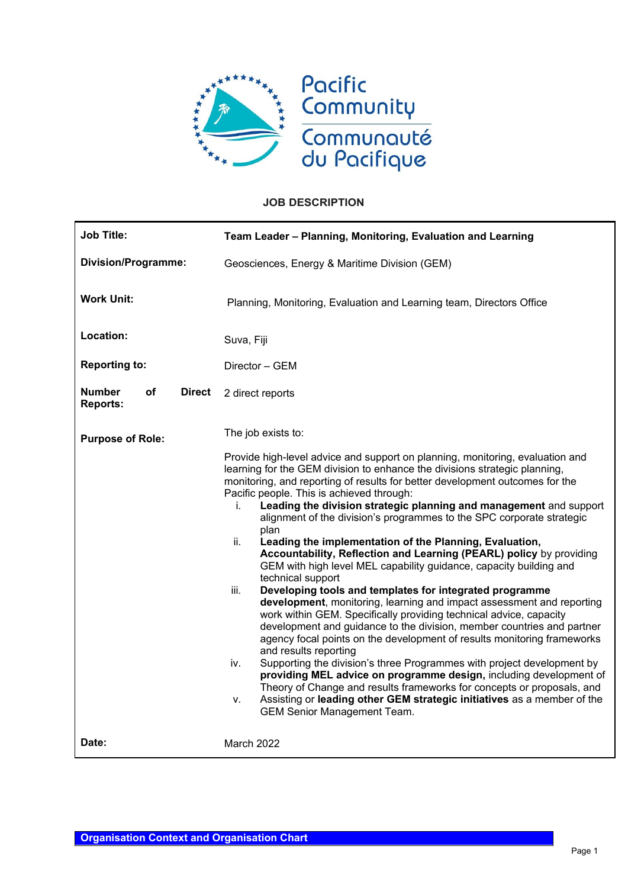Pacific Community
Communauté du Pacifique

**JOB DESCRIPTION**

| | |
|---|---|
| **Job Title:** | **Team Leader – Planning, Monitoring, Evaluation and Learning** |
| **Division/Programme:** | Geosciences, Energy & Maritime Division (GEM) |
| **Work Unit:** | Planning, Monitoring, Evaluation and Learning team, Directors Office |
| **Location:** | Suva, Fiji |
| **Reporting to:** | Director – GEM |
| **Number of Direct Reports:** | 2 direct reports |
| **Purpose of Role:** | The job exists to:<br><br>Provide high-level advice and support on planning, monitoring, evaluation and learning for the GEM division to enhance the divisions strategic planning, monitoring, and reporting of results for better development outcomes for the Pacific people. This is achieved through:<br>i. **Leading the division strategic planning and management** and support alignment of the division's programmes to the SPC corporate strategic plan<br>ii. **Leading the implementation of the Planning, Evaluation, Accountability, Reflection and Learning (PEARL) policy** by providing GEM with high level MEL capability guidance, capacity building and technical support<br>iii. **Developing tools and templates for integrated programme development**, monitoring, learning and impact assessment and reporting work within GEM. Specifically providing technical advice, capacity development and guidance to the division, member countries and partner agency focal points on the development of results monitoring frameworks and results reporting<br>iv. Supporting the division's three Programmes with project development by **providing MEL advice on programme design,** including development of Theory of Change and results frameworks for concepts or proposals, and<br>v. Assisting or **leading other GEM strategic initiatives** as a member of the GEM Senior Management Team. |
| **Date:** | March 2022 |

## Organisation Context and Organisation Chart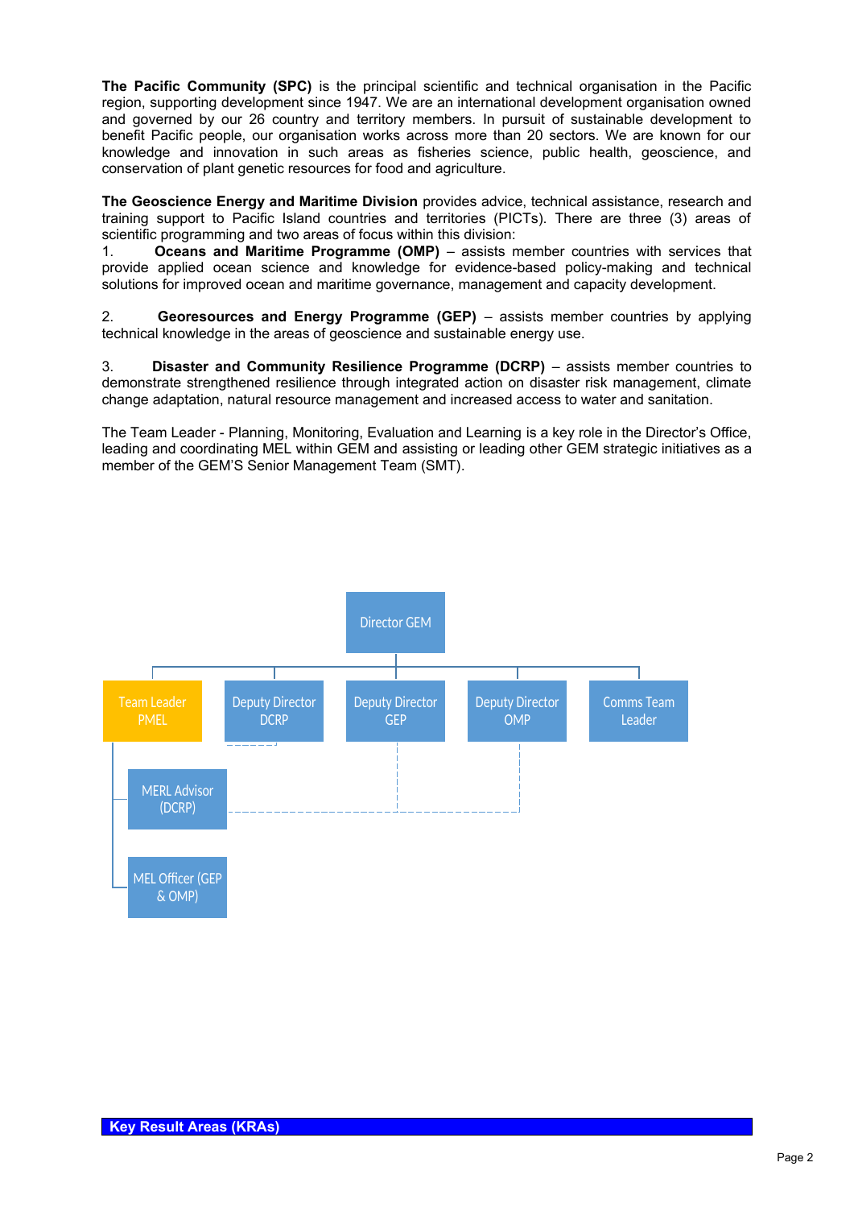**The Pacific Community (SPC)** is the principal scientific and technical organisation in the Pacific region, supporting development since 1947. We are an international development organisation owned and governed by our 26 country and territory members. In pursuit of sustainable development to benefit Pacific people, our organisation works across more than 20 sectors. We are known for our knowledge and innovation in such areas as fisheries science, public health, geoscience, and conservation of plant genetic resources for food and agriculture.

**The Geoscience Energy and Maritime Division** provides advice, technical assistance, research and training support to Pacific Island countries and territories (PICTs). There are three (3) areas of scientific programming and two areas of focus within this division:

1. **Oceans and Maritime Programme (OMP)** – assists member countries with services that provide applied ocean science and knowledge for evidence-based policy-making and technical solutions for improved ocean and maritime governance, management and capacity development.

2. **Georesources and Energy Programme (GEP)** – assists member countries by applying technical knowledge in the areas of geoscience and sustainable energy use.

3. **Disaster and Community Resilience Programme (DCRP)** – assists member countries to demonstrate strengthened resilience through integrated action on disaster risk management, climate change adaptation, natural resource management and increased access to water and sanitation.

The Team Leader - Planning, Monitoring, Evaluation and Learning is a key role in the Director's Office, leading and coordinating MEL within GEM and assisting or leading other GEM strategic initiatives as a member of the GEM'S Senior Management Team (SMT).

- Director GEM
  - Team Leader PMEL
    - MERL Advisor (DCRP)
    - MEL Officer (GEP & OMP)
  - Deputy Director DCRP
  - Deputy Director GEP
  - Deputy Director OMP
  - Comms Team Leader

## Key Result Areas (KRAs)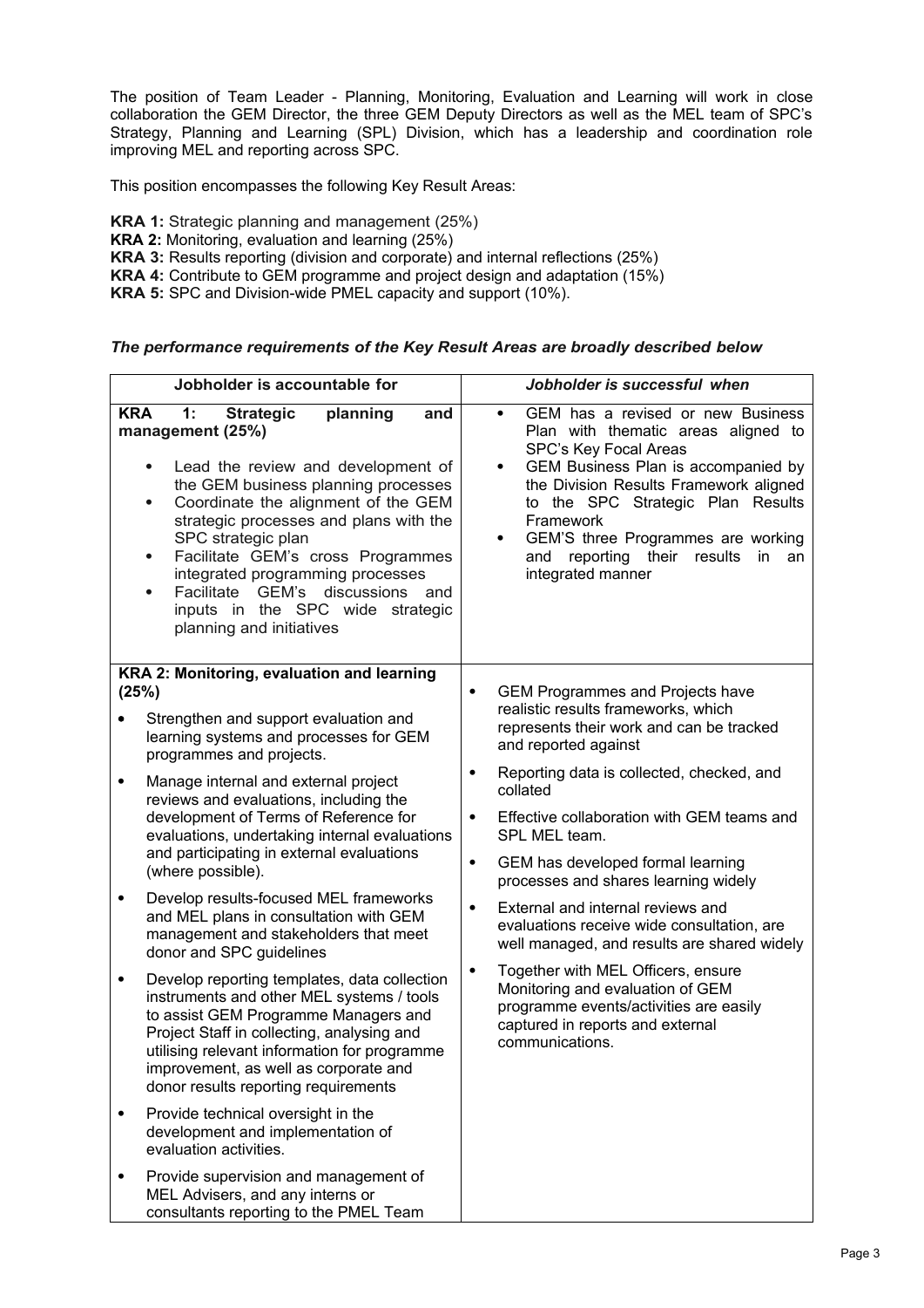The position of Team Leader - Planning, Monitoring, Evaluation and Learning will work in close collaboration the GEM Director, the three GEM Deputy Directors as well as the MEL team of SPC's Strategy, Planning and Learning (SPL) Division, which has a leadership and coordination role improving MEL and reporting across SPC.

This position encompasses the following Key Result Areas:

**KRA 1:** Strategic planning and management (25%)
**KRA 2:** Monitoring, evaluation and learning (25%)
**KRA 3:** Results reporting (division and corporate) and internal reflections (25%)
**KRA 4:** Contribute to GEM programme and project design and adaptation (15%)
**KRA 5:** SPC and Division-wide PMEL capacity and support (10%).

***The performance requirements of the Key Result Areas are broadly described below***

| **Jobholder is accountable for** | ***Jobholder is successful when*** |
|---|---|
| **KRA 1: Strategic planning and management (25%)**<br>• Lead the review and development of the GEM business planning processes<br>• Coordinate the alignment of the GEM strategic processes and plans with the SPC strategic plan<br>• Facilitate GEM's cross Programmes integrated programming processes<br>• Facilitate GEM's discussions and inputs in the SPC wide strategic planning and initiatives | • GEM has a revised or new Business Plan with thematic areas aligned to SPC's Key Focal Areas<br>• GEM Business Plan is accompanied by the Division Results Framework aligned to the SPC Strategic Plan Results Framework<br>• GEM'S three Programmes are working and reporting their results in an integrated manner |
| **KRA 2: Monitoring, evaluation and learning (25%)**<br>• Strengthen and support evaluation and learning systems and processes for GEM programmes and projects.<br>• Manage internal and external project reviews and evaluations, including the development of Terms of Reference for evaluations, undertaking internal evaluations and participating in external evaluations (where possible).<br>• Develop results-focused MEL frameworks and MEL plans in consultation with GEM management and stakeholders that meet donor and SPC guidelines<br>• Develop reporting templates, data collection instruments and other MEL systems / tools to assist GEM Programme Managers and Project Staff in collecting, analysing and utilising relevant information for programme improvement, as well as corporate and donor results reporting requirements<br>• Provide technical oversight in the development and implementation of evaluation activities.<br>• Provide supervision and management of MEL Advisers, and any interns or consultants reporting to the PMEL Team | • GEM Programmes and Projects have realistic results frameworks, which represents their work and can be tracked and reported against<br>• Reporting data is collected, checked, and collated<br>• Effective collaboration with GEM teams and SPL MEL team.<br>• GEM has developed formal learning processes and shares learning widely<br>• External and internal reviews and evaluations receive wide consultation, are well managed, and results are shared widely<br>• Together with MEL Officers, ensure Monitoring and evaluation of GEM programme events/activities are easily captured in reports and external communications. |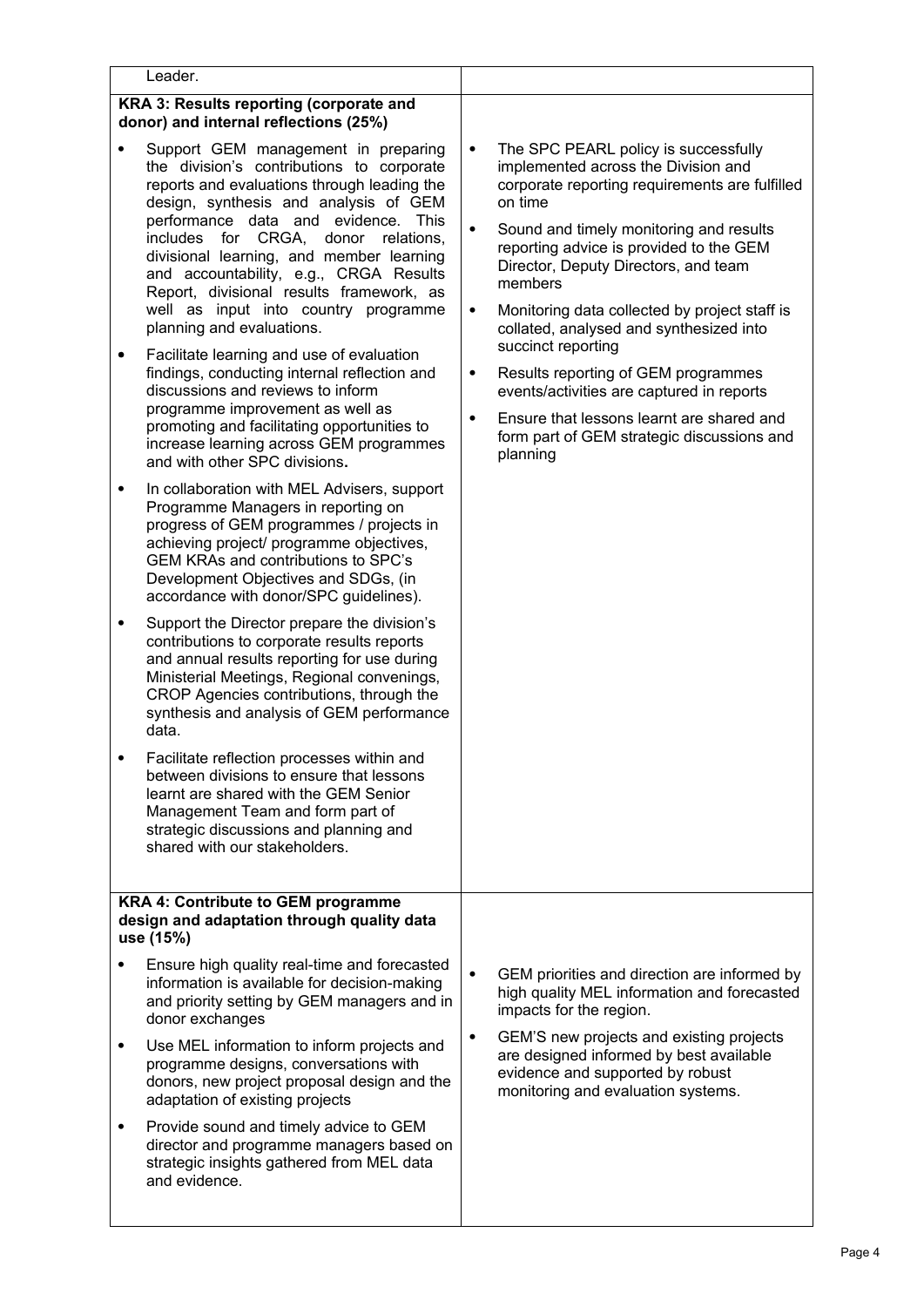| | |
|---|---|
| Leader. | |
| **KRA 3: Results reporting (corporate and donor) and internal reflections (25%)**<br><br>• Support GEM management in preparing the division's contributions to corporate reports and evaluations through leading the design, synthesis and analysis of GEM performance data and evidence. This includes for CRGA, donor relations, divisional learning, and member learning and accountability, e.g., CRGA Results Report, divisional results framework, as well as input into country programme planning and evaluations.<br><br>• Facilitate learning and use of evaluation findings, conducting internal reflection and discussions and reviews to inform programme improvement as well as promoting and facilitating opportunities to increase learning across GEM programmes and with other SPC divisions**.**<br><br>• In collaboration with MEL Advisers, support Programme Managers in reporting on progress of GEM programmes / projects in achieving project/ programme objectives, GEM KRAs and contributions to SPC's Development Objectives and SDGs, (in accordance with donor/SPC guidelines).<br><br>• Support the Director prepare the division's contributions to corporate results reports and annual results reporting for use during Ministerial Meetings, Regional convenings, CROP Agencies contributions, through the synthesis and analysis of GEM performance data.<br><br>• Facilitate reflection processes within and between divisions to ensure that lessons learnt are shared with the GEM Senior Management Team and form part of strategic discussions and planning and shared with our stakeholders. | • The SPC PEARL policy is successfully implemented across the Division and corporate reporting requirements are fulfilled on time<br><br>• Sound and timely monitoring and results reporting advice is provided to the GEM Director, Deputy Directors, and team members<br><br>• Monitoring data collected by project staff is collated, analysed and synthesized into succinct reporting<br><br>• Results reporting of GEM programmes events/activities are captured in reports<br><br>• Ensure that lessons learnt are shared and form part of GEM strategic discussions and planning |
| **KRA 4: Contribute to GEM programme design and adaptation through quality data use (15%)**<br><br>• Ensure high quality real-time and forecasted information is available for decision-making and priority setting by GEM managers and in donor exchanges<br><br>• Use MEL information to inform projects and programme designs, conversations with donors, new project proposal design and the adaptation of existing projects<br><br>• Provide sound and timely advice to GEM director and programme managers based on strategic insights gathered from MEL data and evidence. | • GEM priorities and direction are informed by high quality MEL information and forecasted impacts for the region.<br><br>• GEM'S new projects and existing projects are designed informed by best available evidence and supported by robust monitoring and evaluation systems. |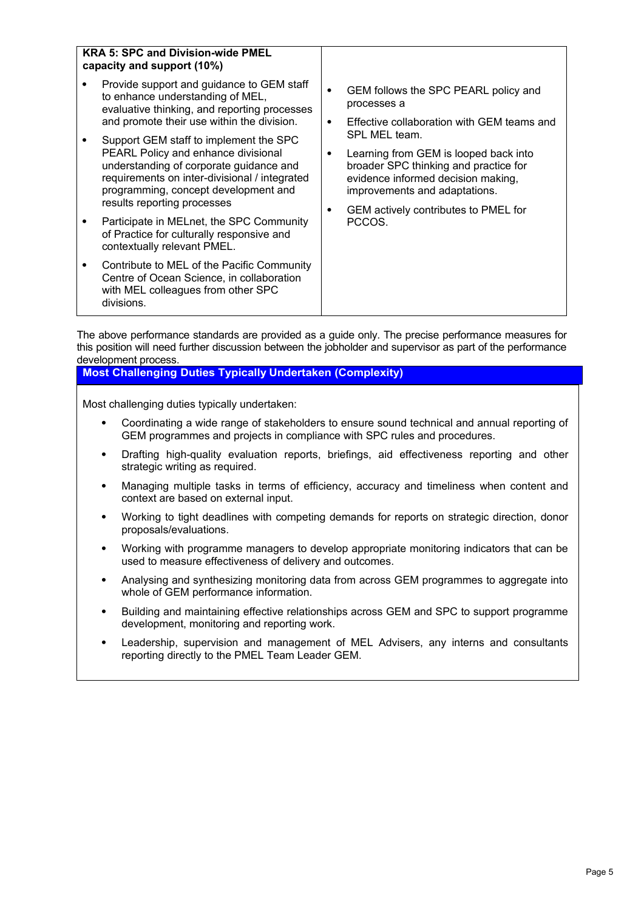| KRA 5: SPC and Division-wide PMEL capacity and support (10%) | |
|---|---|
| • Provide support and guidance to GEM staff to enhance understanding of MEL, evaluative thinking, and reporting processes and promote their use within the division.<br>• Support GEM staff to implement the SPC PEARL Policy and enhance divisional understanding of corporate guidance and requirements on inter-divisional / integrated programming, concept development and results reporting processes<br>• Participate in MELnet, the SPC Community of Practice for culturally responsive and contextually relevant PMEL.<br>• Contribute to MEL of the Pacific Community Centre of Ocean Science, in collaboration with MEL colleagues from other SPC divisions. | • GEM follows the SPC PEARL policy and processes a<br>• Effective collaboration with GEM teams and SPL MEL team.<br>• Learning from GEM is looped back into broader SPC thinking and practice for evidence informed decision making, improvements and adaptations.<br>• GEM actively contributes to PMEL for PCCOS. |

The above performance standards are provided as a guide only. The precise performance measures for this position will need further discussion between the jobholder and supervisor as part of the performance development process.

## Most Challenging Duties Typically Undertaken (Complexity)

Most challenging duties typically undertaken:

- Coordinating a wide range of stakeholders to ensure sound technical and annual reporting of GEM programmes and projects in compliance with SPC rules and procedures.
- Drafting high-quality evaluation reports, briefings, aid effectiveness reporting and other strategic writing as required.
- Managing multiple tasks in terms of efficiency, accuracy and timeliness when content and context are based on external input.
- Working to tight deadlines with competing demands for reports on strategic direction, donor proposals/evaluations.
- Working with programme managers to develop appropriate monitoring indicators that can be used to measure effectiveness of delivery and outcomes.
- Analysing and synthesizing monitoring data from across GEM programmes to aggregate into whole of GEM performance information.
- Building and maintaining effective relationships across GEM and SPC to support programme development, monitoring and reporting work.
- Leadership, supervision and management of MEL Advisers, any interns and consultants reporting directly to the PMEL Team Leader GEM.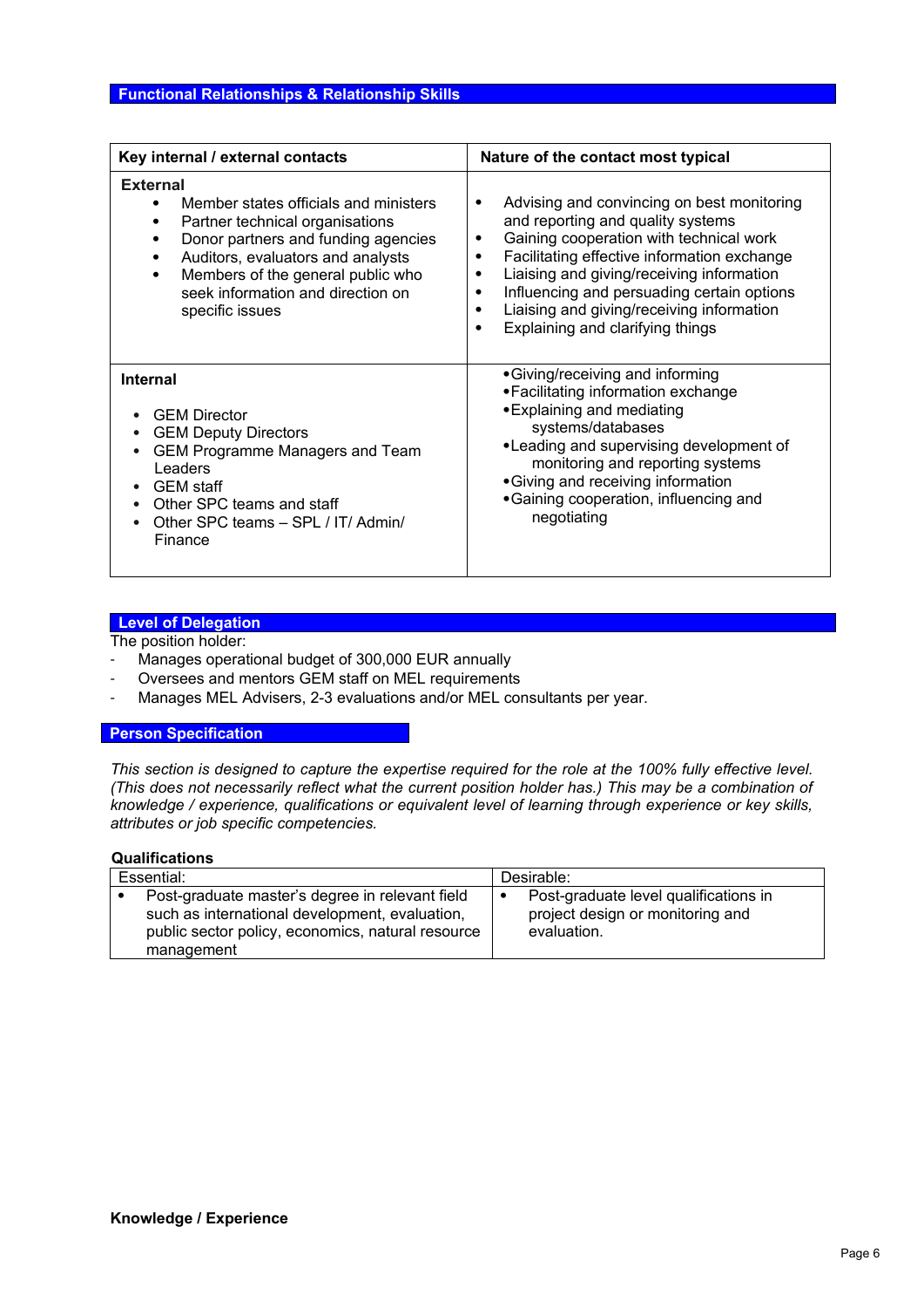## Functional Relationships & Relationship Skills

| Key internal / external contacts | Nature of the contact most typical |
|---|---|
| **External**<br>• Member states officials and ministers<br>• Partner technical organisations<br>• Donor partners and funding agencies<br>• Auditors, evaluators and analysts<br>• Members of the general public who seek information and direction on specific issues | • Advising and convincing on best monitoring and reporting and quality systems<br>• Gaining cooperation with technical work<br>• Facilitating effective information exchange<br>• Liaising and giving/receiving information<br>• Influencing and persuading certain options<br>• Liaising and giving/receiving information<br>• Explaining and clarifying things |
| **Internal**<br>• GEM Director<br>• GEM Deputy Directors<br>• GEM Programme Managers and Team Leaders<br>• GEM staff<br>• Other SPC teams and staff<br>• Other SPC teams – SPL / IT/ Admin/ Finance | • Giving/receiving and informing<br>• Facilitating information exchange<br>• Explaining and mediating systems/databases<br>• Leading and supervising development of monitoring and reporting systems<br>• Giving and receiving information<br>• Gaining cooperation, influencing and negotiating |

## Level of Delegation

The position holder:

- Manages operational budget of 300,000 EUR annually
- Oversees and mentors GEM staff on MEL requirements
- Manages MEL Advisers, 2-3 evaluations and/or MEL consultants per year.

## Person Specification

*This section is designed to capture the expertise required for the role at the 100% fully effective level. (This does not necessarily reflect what the current position holder has.) This may be a combination of knowledge / experience, qualifications or equivalent level of learning through experience or key skills, attributes or job specific competencies.*

**Qualifications**

| Essential: | Desirable: |
|---|---|
| • Post-graduate master's degree in relevant field such as international development, evaluation, public sector policy, economics, natural resource management | • Post-graduate level qualifications in project design or monitoring and evaluation. |

**Knowledge / Experience**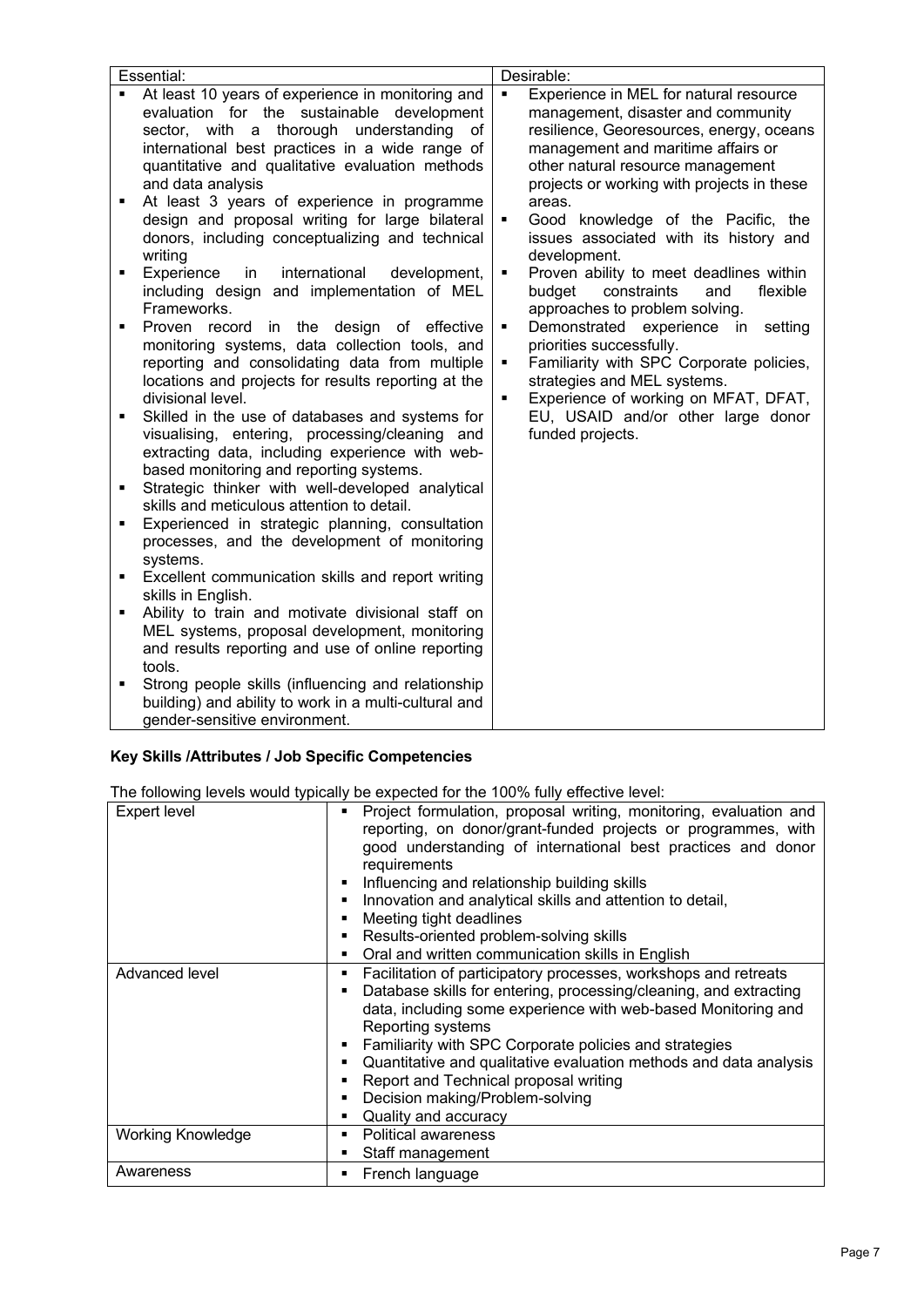| Essential: | Desirable: |
|---|---|
| ▪ At least 10 years of experience in monitoring and evaluation for the sustainable development sector, with a thorough understanding of international best practices in a wide range of quantitative and qualitative evaluation methods and data analysis<br>▪ At least 3 years of experience in programme design and proposal writing for large bilateral donors, including conceptualizing and technical writing<br>▪ Experience in international development, including design and implementation of MEL Frameworks.<br>▪ Proven record in the design of effective monitoring systems, data collection tools, and reporting and consolidating data from multiple locations and projects for results reporting at the divisional level.<br>▪ Skilled in the use of databases and systems for visualising, entering, processing/cleaning and extracting data, including experience with web-based monitoring and reporting systems.<br>▪ Strategic thinker with well-developed analytical skills and meticulous attention to detail.<br>▪ Experienced in strategic planning, consultation processes, and the development of monitoring systems.<br>▪ Excellent communication skills and report writing skills in English.<br>▪ Ability to train and motivate divisional staff on MEL systems, proposal development, monitoring and results reporting and use of online reporting tools.<br>▪ Strong people skills (influencing and relationship building) and ability to work in a multi-cultural and gender-sensitive environment. | ▪ Experience in MEL for natural resource management, disaster and community resilience, Georesources, energy, oceans management and maritime affairs or other natural resource management projects or working with projects in these areas.<br>▪ Good knowledge of the Pacific, the issues associated with its history and development.<br>▪ Proven ability to meet deadlines within budget constraints and flexible approaches to problem solving.<br>▪ Demonstrated experience in setting priorities successfully.<br>▪ Familiarity with SPC Corporate policies, strategies and MEL systems.<br>▪ Experience of working on MFAT, DFAT, EU, USAID and/or other large donor funded projects. |

**Key Skills /Attributes / Job Specific Competencies**

The following levels would typically be expected for the 100% fully effective level:

| Expert level | ▪ Project formulation, proposal writing, monitoring, evaluation and reporting, on donor/grant-funded projects or programmes, with good understanding of international best practices and donor requirements<br>▪ Influencing and relationship building skills<br>▪ Innovation and analytical skills and attention to detail,<br>▪ Meeting tight deadlines<br>▪ Results-oriented problem-solving skills<br>▪ Oral and written communication skills in English |
|---|---|
| Advanced level | ▪ Facilitation of participatory processes, workshops and retreats<br>▪ Database skills for entering, processing/cleaning, and extracting data, including some experience with web-based Monitoring and Reporting systems<br>▪ Familiarity with SPC Corporate policies and strategies<br>▪ Quantitative and qualitative evaluation methods and data analysis<br>▪ Report and Technical proposal writing<br>▪ Decision making/Problem-solving<br>▪ Quality and accuracy |
| Working Knowledge | ▪ Political awareness<br>▪ Staff management |
| Awareness | ▪ French language |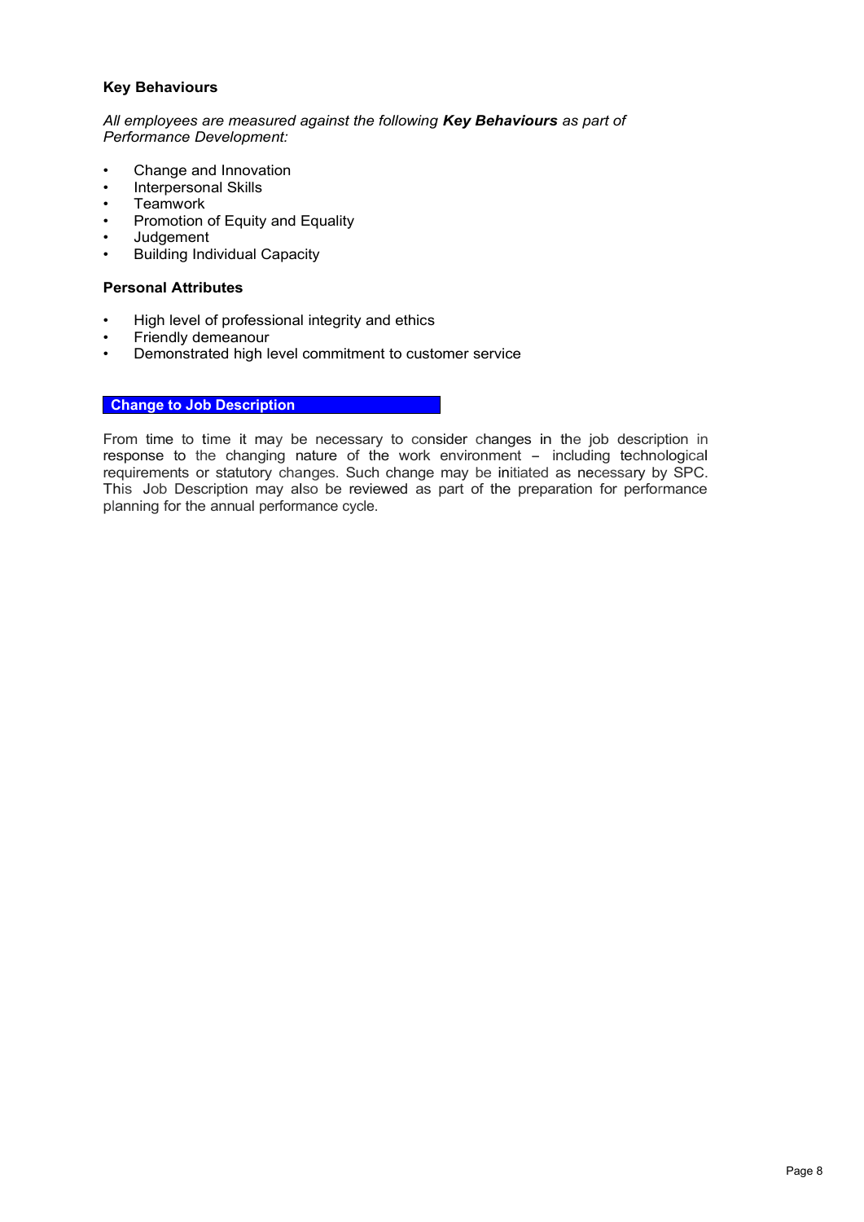### Key Behaviours

*All employees are measured against the following* ***Key Behaviours*** *as part of Performance Development:*

- Change and Innovation
- Interpersonal Skills
- Teamwork
- Promotion of Equity and Equality
- Judgement
- Building Individual Capacity

### Personal Attributes

- High level of professional integrity and ethics
- Friendly demeanour
- Demonstrated high level commitment to customer service

### Change to Job Description

From time to time it may be necessary to consider changes in the job description in response to the changing nature of the work environment – including technological requirements or statutory changes. Such change may be initiated as necessary by SPC. This Job Description may also be reviewed as part of the preparation for performance planning for the annual performance cycle.